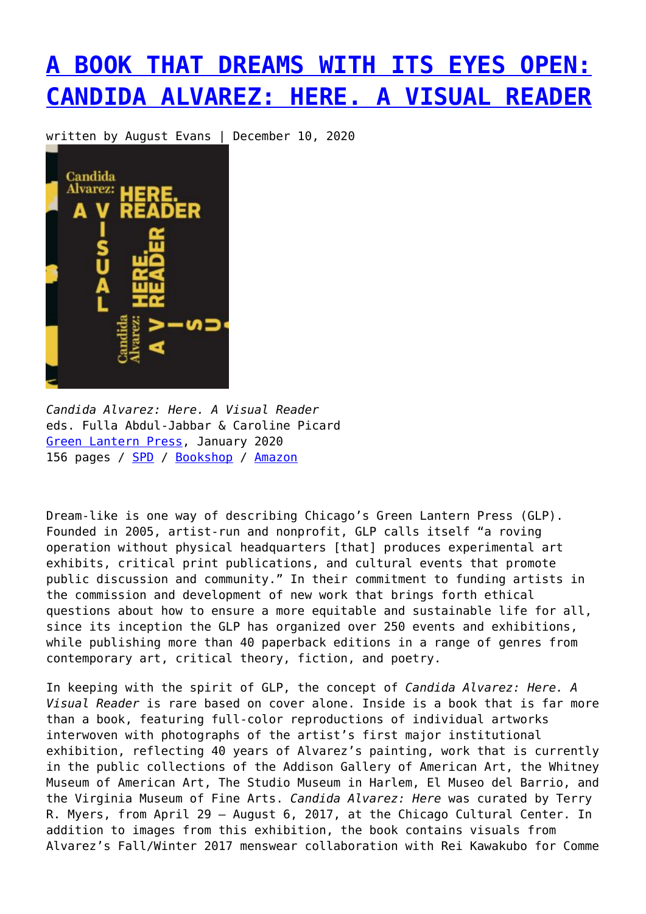# [A BOOK THAT DREAMS WITH ITS EYES OPEN: CANDIDA ALVAREZ: HERE. A VISUAL READER]()

written by August Evans | December 10, 2020

*Candida Alvarez: Here. A Visual Reader*
eds. Fulla Abdul-Jabbar & Caroline Picard
[Green Lantern Press](), January 2020
156 pages / [SPD]() / [Bookshop]() / [Amazon]()

Dream-like is one way of describing Chicago's Green Lantern Press (GLP). Founded in 2005, artist-run and nonprofit, GLP calls itself "a roving operation without physical headquarters [that] produces experimental art exhibits, critical print publications, and cultural events that promote public discussion and community." In their commitment to funding artists in the commission and development of new work that brings forth ethical questions about how to ensure a more equitable and sustainable life for all, since its inception the GLP has organized over 250 events and exhibitions, while publishing more than 40 paperback editions in a range of genres from contemporary art, critical theory, fiction, and poetry.

In keeping with the spirit of GLP, the concept of *Candida Alvarez: Here. A Visual Reader* is rare based on cover alone. Inside is a book that is far more than a book, featuring full-color reproductions of individual artworks interwoven with photographs of the artist's first major institutional exhibition, reflecting 40 years of Alvarez's painting, work that is currently in the public collections of the Addison Gallery of American Art, the Whitney Museum of American Art, The Studio Museum in Harlem, El Museo del Barrio, and the Virginia Museum of Fine Arts. *Candida Alvarez: Here* was curated by Terry R. Myers, from April 29 – August 6, 2017, at the Chicago Cultural Center. In addition to images from this exhibition, the book contains visuals from Alvarez's Fall/Winter 2017 menswear collaboration with Rei Kawakubo for Comme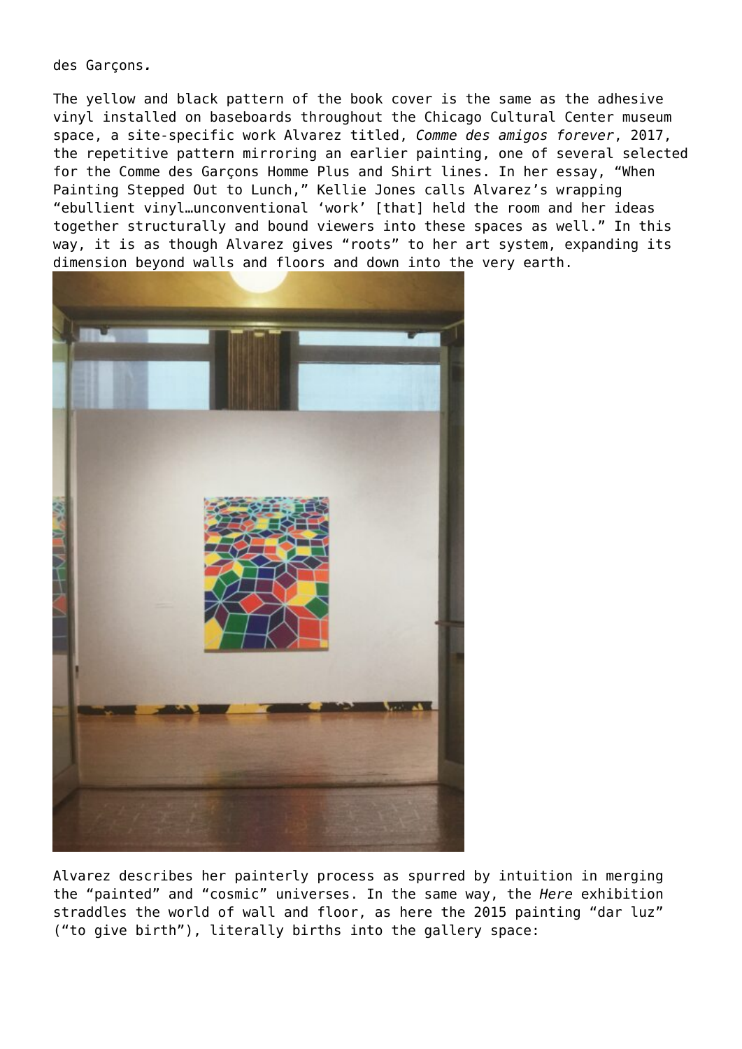des Garçons*.*

The yellow and black pattern of the book cover is the same as the adhesive vinyl installed on baseboards throughout the Chicago Cultural Center museum space, a site-specific work Alvarez titled, *Comme des amigos forever*, 2017, the repetitive pattern mirroring an earlier painting, one of several selected for the Comme des Garçons Homme Plus and Shirt lines. In her essay, "When Painting Stepped Out to Lunch," Kellie Jones calls Alvarez's wrapping "ebullient vinyl…unconventional 'work' [that] held the room and her ideas together structurally and bound viewers into these spaces as well." In this way, it is as though Alvarez gives "roots" to her art system, expanding its dimension beyond walls and floors and down into the very earth.

Alvarez describes her painterly process as spurred by intuition in merging the "painted" and "cosmic" universes. In the same way, the *Here* exhibition straddles the world of wall and floor, as here the 2015 painting "dar luz" ("to give birth"), literally births into the gallery space: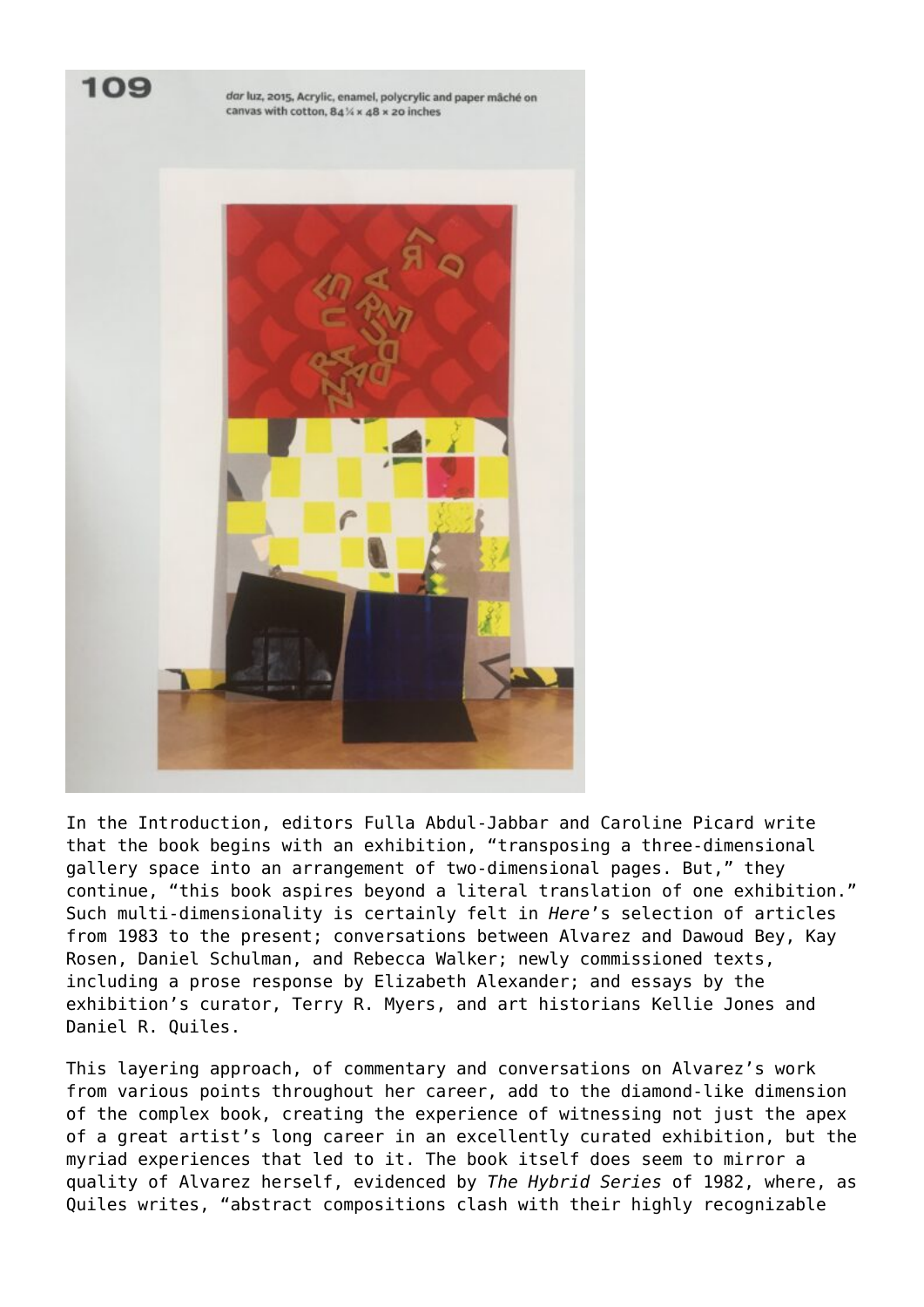*dar luz*, 2015, Acrylic, enamel, polycrylic and paper mâché on canvas with cotton, 84¼ × 48 × 20 inches

In the Introduction, editors Fulla Abdul-Jabbar and Caroline Picard write that the book begins with an exhibition, "transposing a three-dimensional gallery space into an arrangement of two-dimensional pages. But," they continue, "this book aspires beyond a literal translation of one exhibition." Such multi-dimensionality is certainly felt in *Here*'s selection of articles from 1983 to the present; conversations between Alvarez and Dawoud Bey, Kay Rosen, Daniel Schulman, and Rebecca Walker; newly commissioned texts, including a prose response by Elizabeth Alexander; and essays by the exhibition's curator, Terry R. Myers, and art historians Kellie Jones and Daniel R. Quiles.

This layering approach, of commentary and conversations on Alvarez's work from various points throughout her career, add to the diamond-like dimension of the complex book, creating the experience of witnessing not just the apex of a great artist's long career in an excellently curated exhibition, but the myriad experiences that led to it. The book itself does seem to mirror a quality of Alvarez herself, evidenced by *The Hybrid Series* of 1982, where, as Quiles writes, "abstract compositions clash with their highly recognizable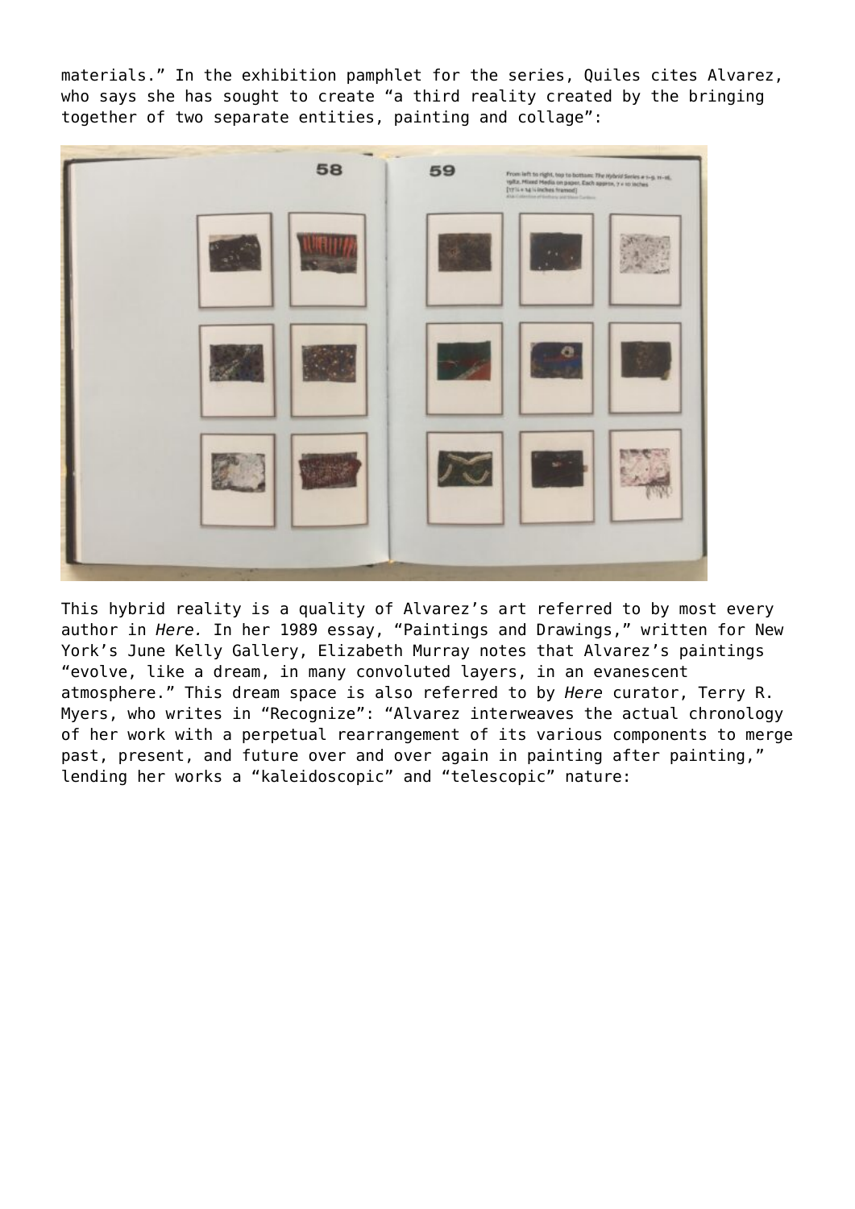materials." In the exhibition pamphlet for the series, Quiles cites Alvarez, who says she has sought to create "a third reality created by the bringing together of two separate entities, painting and collage":

This hybrid reality is a quality of Alvarez's art referred to by most every author in *Here.* In her 1989 essay, "Paintings and Drawings," written for New York's June Kelly Gallery, Elizabeth Murray notes that Alvarez's paintings "evolve, like a dream, in many convoluted layers, in an evanescent atmosphere." This dream space is also referred to by *Here* curator, Terry R. Myers, who writes in "Recognize": "Alvarez interweaves the actual chronology of her work with a perpetual rearrangement of its various components to merge past, present, and future over and over again in painting after painting," lending her works a "kaleidoscopic" and "telescopic" nature: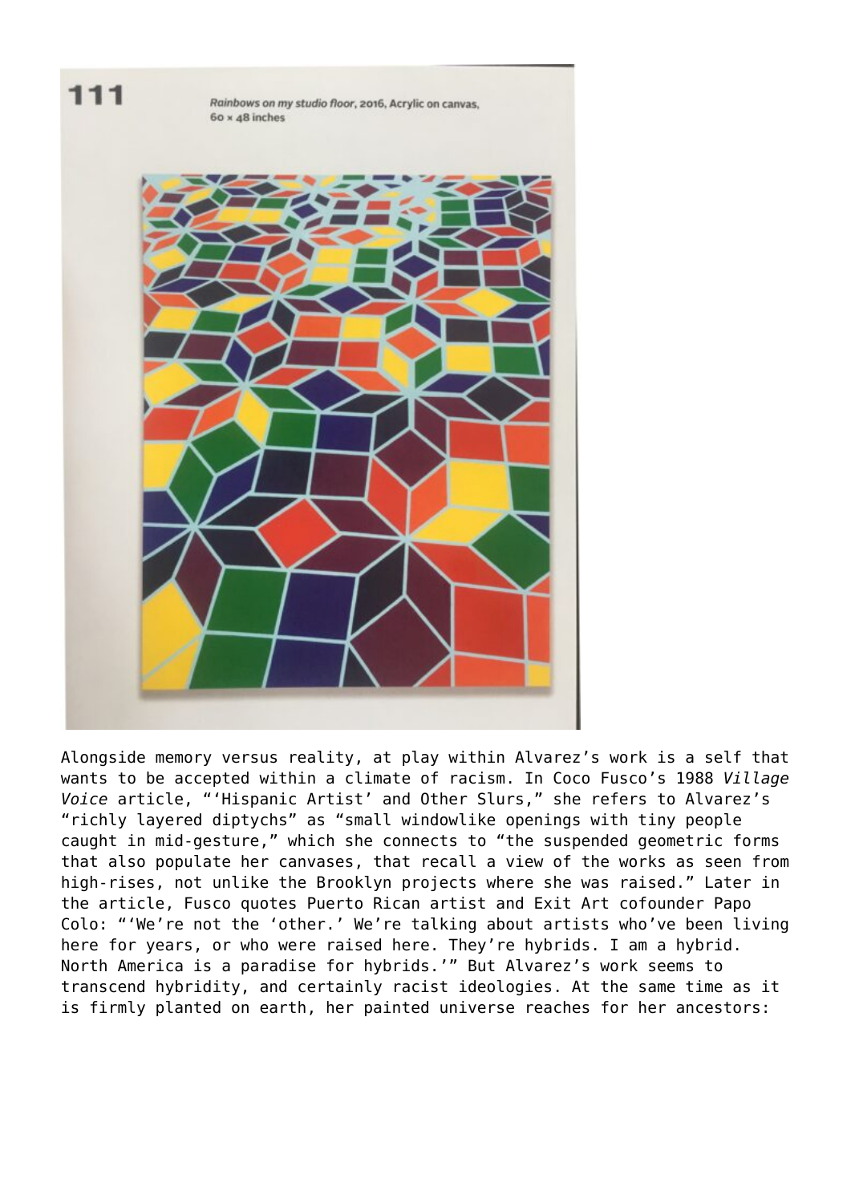111

*Rainbows on my studio floor*, 2016, Acrylic on canvas, 60 × 48 inches

Alongside memory versus reality, at play within Alvarez's work is a self that wants to be accepted within a climate of racism. In Coco Fusco's 1988 *Village Voice* article, "'Hispanic Artist' and Other Slurs," she refers to Alvarez's "richly layered diptychs" as "small windowlike openings with tiny people caught in mid-gesture," which she connects to "the suspended geometric forms that also populate her canvases, that recall a view of the works as seen from high-rises, not unlike the Brooklyn projects where she was raised." Later in the article, Fusco quotes Puerto Rican artist and Exit Art cofounder Papo Colo: "'We're not the 'other.' We're talking about artists who've been living here for years, or who were raised here. They're hybrids. I am a hybrid. North America is a paradise for hybrids.'" But Alvarez's work seems to transcend hybridity, and certainly racist ideologies. At the same time as it is firmly planted on earth, her painted universe reaches for her ancestors: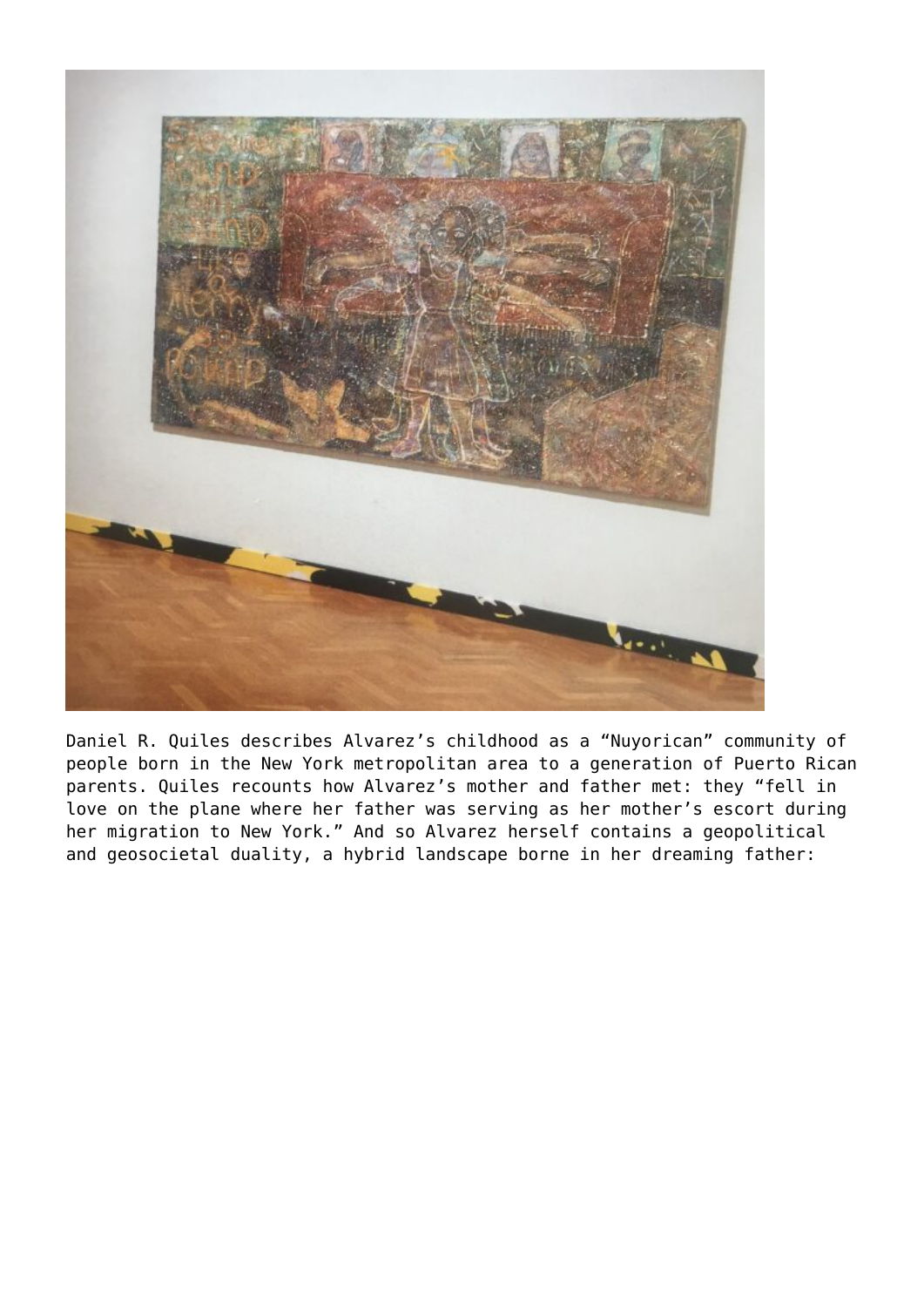Daniel R. Quiles describes Alvarez’s childhood as a “Nuyorican” community of people born in the New York metropolitan area to a generation of Puerto Rican parents. Quiles recounts how Alvarez’s mother and father met: they “fell in love on the plane where her father was serving as her mother’s escort during her migration to New York.” And so Alvarez herself contains a geopolitical and geosocietal duality, a hybrid landscape borne in her dreaming father: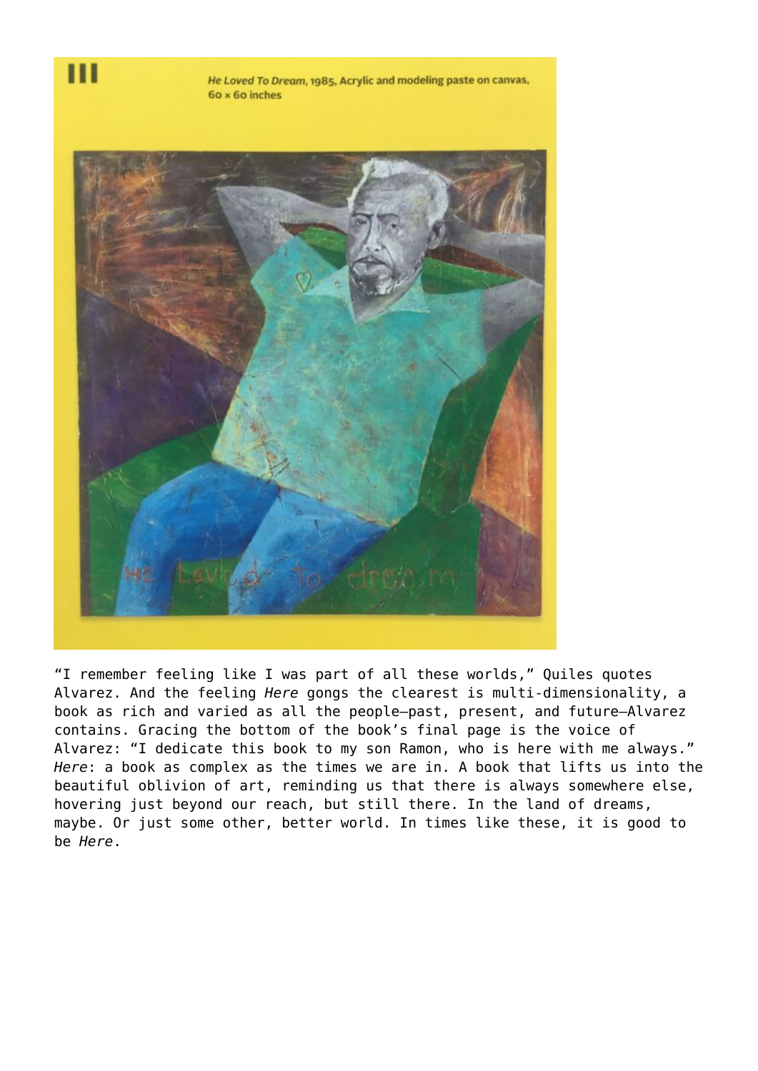“I remember feeling like I was part of all these worlds,” Quiles quotes Alvarez. And the feeling *Here* gongs the clearest is multi-dimensionality, a book as rich and varied as all the people—past, present, and future—Alvarez contains. Gracing the bottom of the book’s final page is the voice of Alvarez: “I dedicate this book to my son Ramon, who is here with me always.” *Here*: a book as complex as the times we are in. A book that lifts us into the beautiful oblivion of art, reminding us that there is always somewhere else, hovering just beyond our reach, but still there. In the land of dreams, maybe. Or just some other, better world. In times like these, it is good to be *Here*.